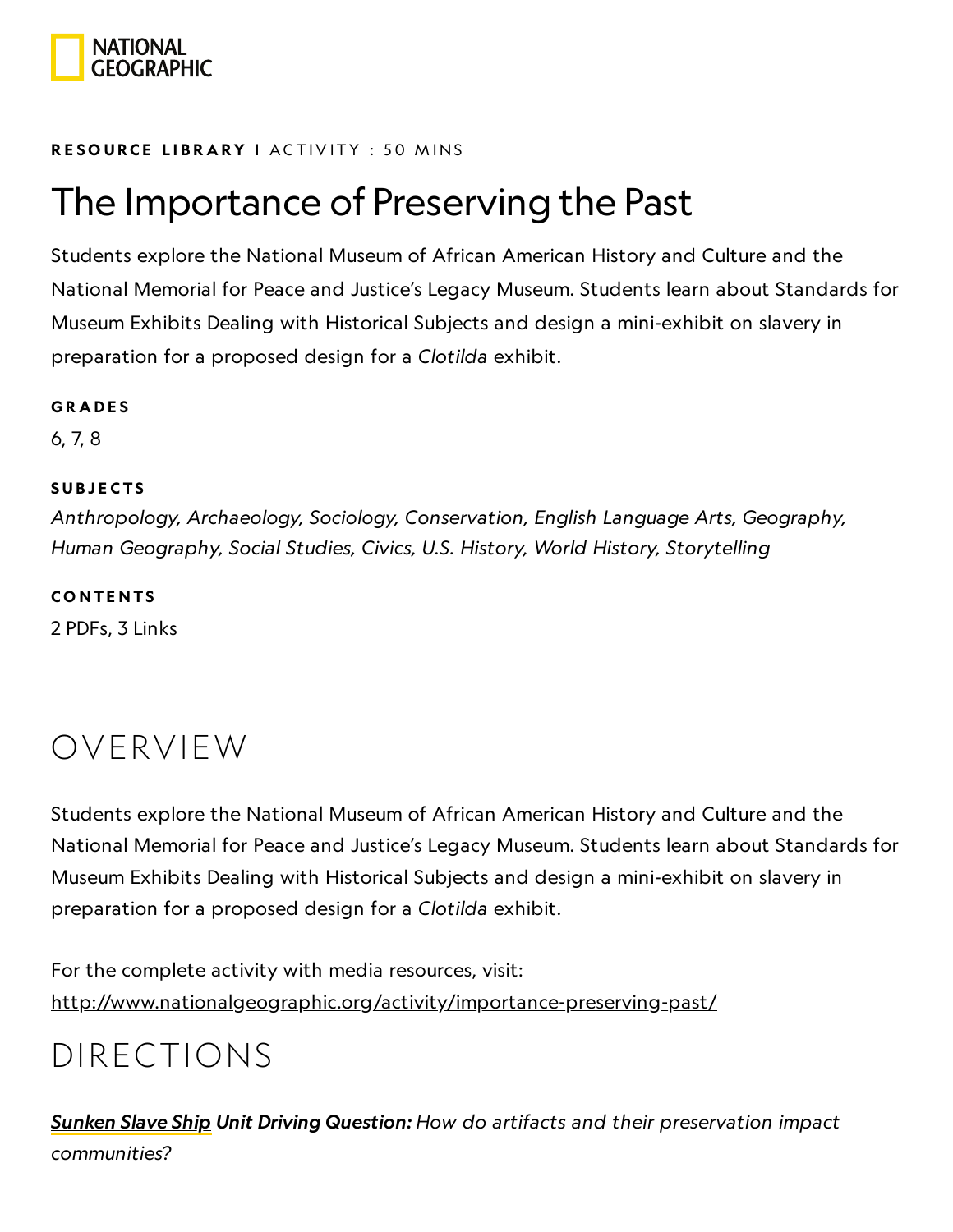**RESOURCE LIBRARY I** ACTIVITY : 50 MINS

# The Importance of Preserving the Past

Students explore the National Museum of African American History and Culture and the National Memorial for Peace and Justice's Legacy Museum. Students learn about Standards for Museum Exhibits Dealing with Historical Subjects and design a mini-exhibit on slavery in preparation for a proposed design for a *Clotilda* exhibit.

**GRADES**

6, 7, 8

**SUBJECTS**

*Anthropology, Archaeology, Sociology, Conservation, English Language Arts, Geography, Human Geography, Social Studies, Civics, U.S. History, World History, Storytelling*

**CONTENTS**

2 PDFs, 3 Links

## OVERVIEW

Students explore the National Museum of African American History and Culture and the National Memorial for Peace and Justice's Legacy Museum. Students learn about Standards for Museum Exhibits Dealing with Historical Subjects and design a mini-exhibit on slavery in preparation for a proposed design for a *Clotilda* exhibit.

For the complete activity with media resources, visit:
http://www.nationalgeographic.org/activity/importance-preserving-past/

## DIRECTIONS

***Sunken Slave Ship* Unit Driving Question:** *How do artifacts and their preservation impact communities?*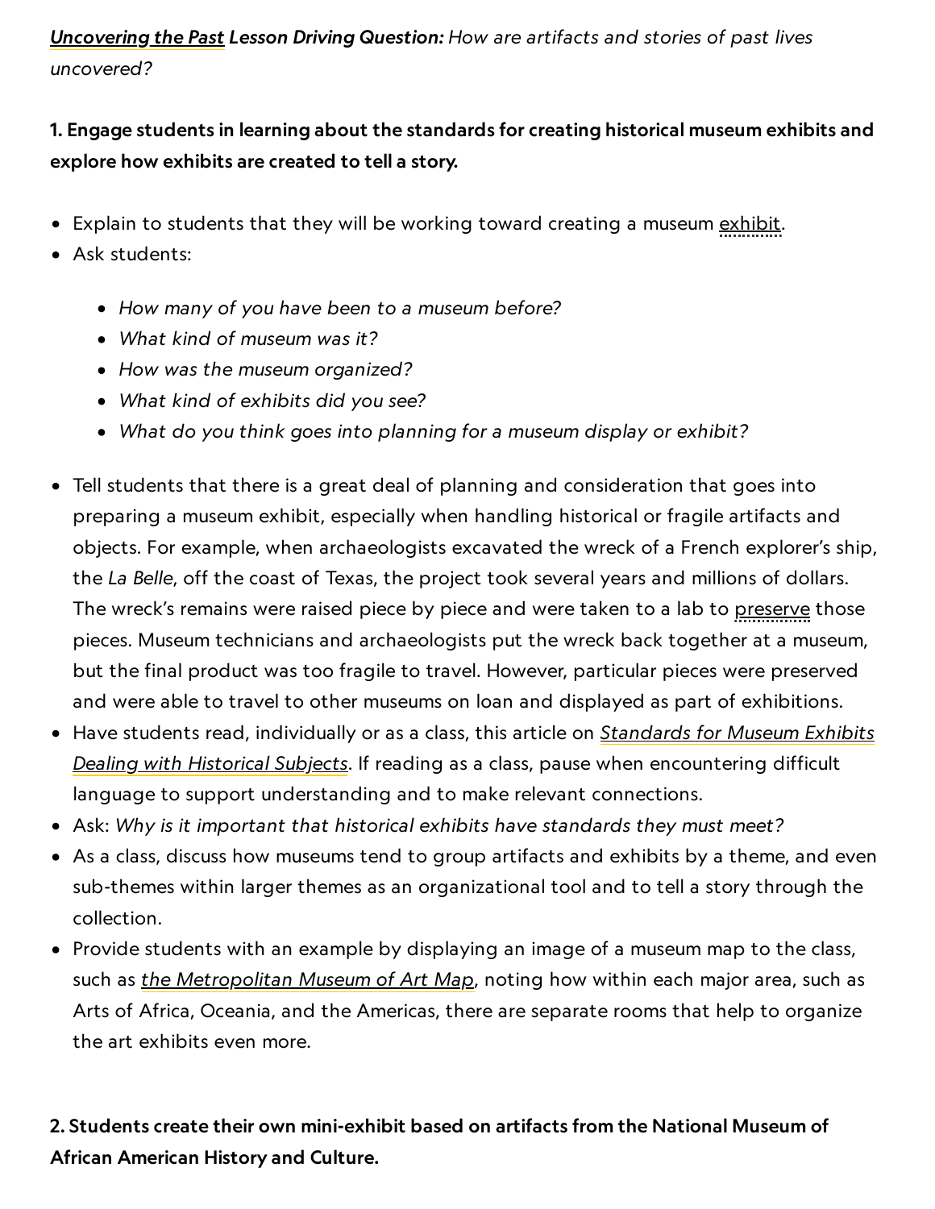***Uncovering the Past* Lesson Driving Question:** *How are artifacts and stories of past lives uncovered?*

**1. Engage students in learning about the standards for creating historical museum exhibits and explore how exhibits are created to tell a story.**

- Explain to students that they will be working toward creating a museum exhibit.
- Ask students:
  - *How many of you have been to a museum before?*
  - *What kind of museum was it?*
  - *How was the museum organized?*
  - *What kind of exhibits did you see?*
  - *What do you think goes into planning for a museum display or exhibit?*
- Tell students that there is a great deal of planning and consideration that goes into preparing a museum exhibit, especially when handling historical or fragile artifacts and objects. For example, when archaeologists excavated the wreck of a French explorer's ship, the *La Belle*, off the coast of Texas, the project took several years and millions of dollars. The wreck's remains were raised piece by piece and were taken to a lab to preserve those pieces. Museum technicians and archaeologists put the wreck back together at a museum, but the final product was too fragile to travel. However, particular pieces were preserved and were able to travel to other museums on loan and displayed as part of exhibitions.
- Have students read, individually or as a class, this article on *Standards for Museum Exhibits Dealing with Historical Subjects*. If reading as a class, pause when encountering difficult language to support understanding and to make relevant connections.
- Ask: *Why is it important that historical exhibits have standards they must meet?*
- As a class, discuss how museums tend to group artifacts and exhibits by a theme, and even sub-themes within larger themes as an organizational tool and to tell a story through the collection.
- Provide students with an example by displaying an image of a museum map to the class, such as *the Metropolitan Museum of Art Map*, noting how within each major area, such as Arts of Africa, Oceania, and the Americas, there are separate rooms that help to organize the art exhibits even more.

**2. Students create their own mini-exhibit based on artifacts from the National Museum of African American History and Culture.**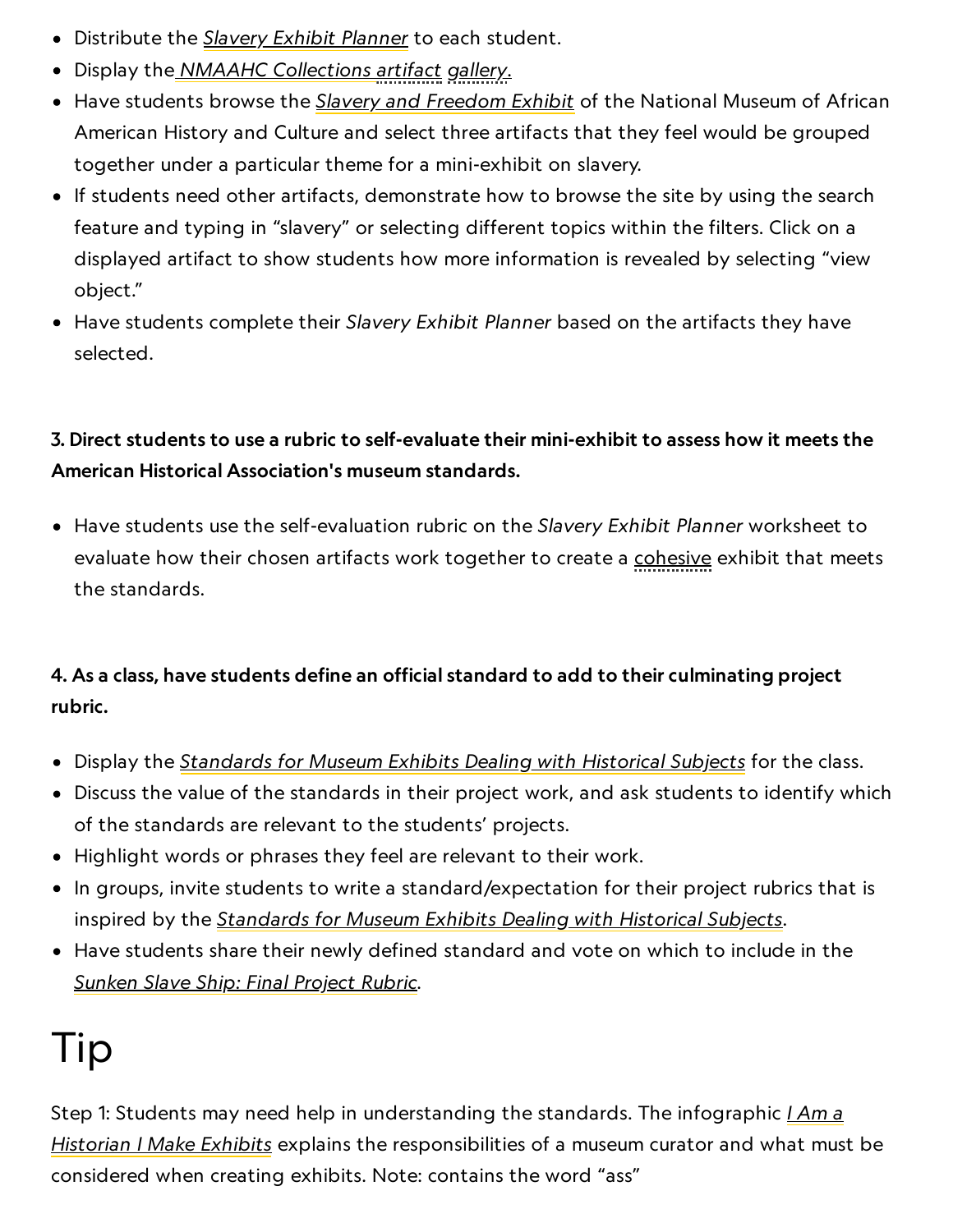- Distribute the *Slavery Exhibit Planner* to each student.
- Display the *NMAAHC Collections artifact gallery*.
- Have students browse the *Slavery and Freedom Exhibit* of the National Museum of African American History and Culture and select three artifacts that they feel would be grouped together under a particular theme for a mini-exhibit on slavery.
- If students need other artifacts, demonstrate how to browse the site by using the search feature and typing in "slavery" or selecting different topics within the filters. Click on a displayed artifact to show students how more information is revealed by selecting "view object."
- Have students complete their *Slavery Exhibit Planner* based on the artifacts they have selected.

**3. Direct students to use a rubric to self-evaluate their mini-exhibit to assess how it meets the American Historical Association's museum standards.**

- Have students use the self-evaluation rubric on the *Slavery Exhibit Planner* worksheet to evaluate how their chosen artifacts work together to create a cohesive exhibit that meets the standards.

**4. As a class, have students define an official standard to add to their culminating project rubric.**

- Display the *Standards for Museum Exhibits Dealing with Historical Subjects* for the class.
- Discuss the value of the standards in their project work, and ask students to identify which of the standards are relevant to the students' projects.
- Highlight words or phrases they feel are relevant to their work.
- In groups, invite students to write a standard/expectation for their project rubrics that is inspired by the *Standards for Museum Exhibits Dealing with Historical Subjects*.
- Have students share their newly defined standard and vote on which to include in the *Sunken Slave Ship: Final Project Rubric*.

# Tip

Step 1: Students may need help in understanding the standards. The infographic *I Am a Historian I Make Exhibits* explains the responsibilities of a museum curator and what must be considered when creating exhibits. Note: contains the word "ass"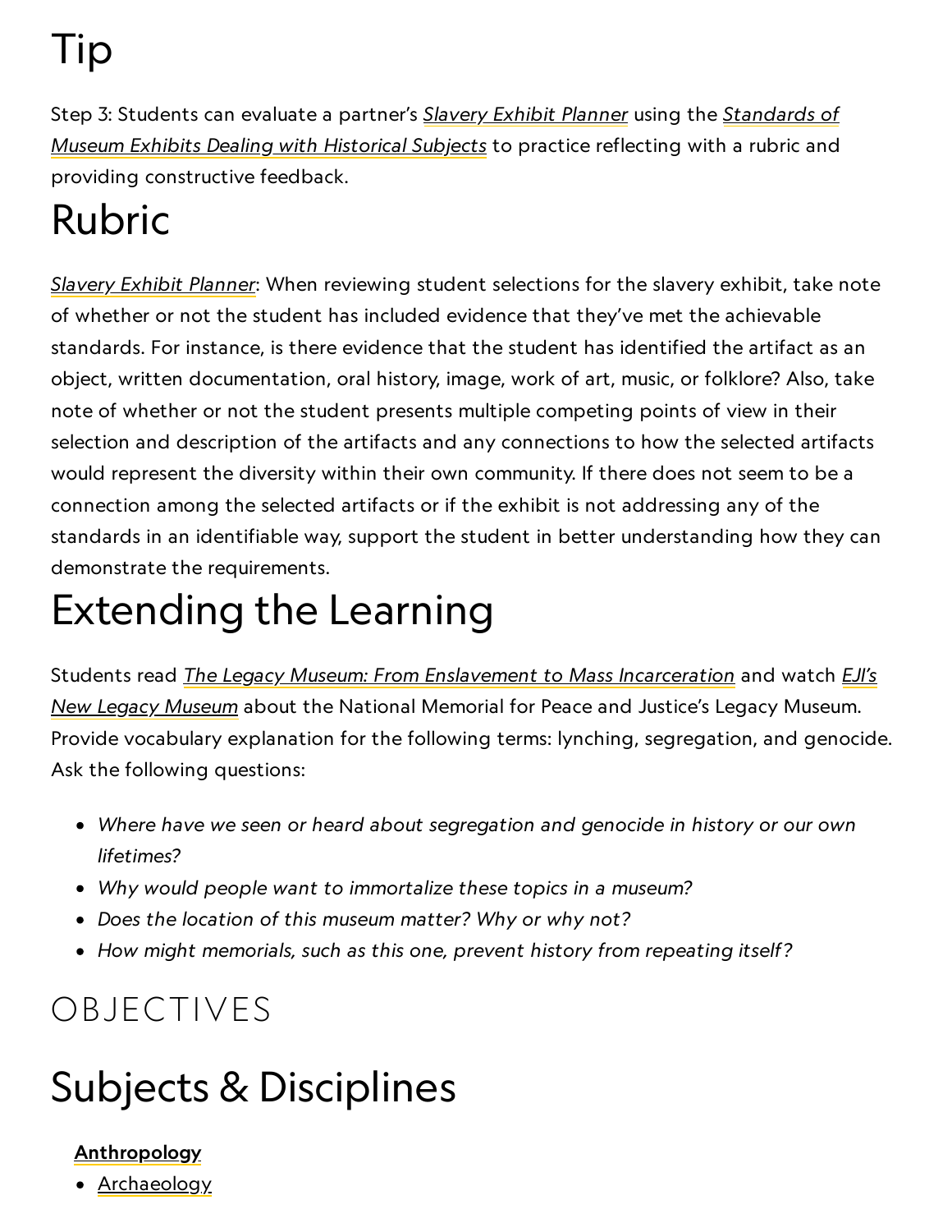# Tip

Step 3: Students can evaluate a partner's *Slavery Exhibit Planner* using the *Standards of Museum Exhibits Dealing with Historical Subjects* to practice reflecting with a rubric and providing constructive feedback.

# Rubric

*Slavery Exhibit Planner*: When reviewing student selections for the slavery exhibit, take note of whether or not the student has included evidence that they've met the achievable standards. For instance, is there evidence that the student has identified the artifact as an object, written documentation, oral history, image, work of art, music, or folklore? Also, take note of whether or not the student presents multiple competing points of view in their selection and description of the artifacts and any connections to how the selected artifacts would represent the diversity within their own community. If there does not seem to be a connection among the selected artifacts or if the exhibit is not addressing any of the standards in an identifiable way, support the student in better understanding how they can demonstrate the requirements.

# Extending the Learning

Students read *The Legacy Museum: From Enslavement to Mass Incarceration* and watch *EJI's New Legacy Museum* about the National Memorial for Peace and Justice's Legacy Museum. Provide vocabulary explanation for the following terms: lynching, segregation, and genocide. Ask the following questions:

- *Where have we seen or heard about segregation and genocide in history or our own lifetimes?*
- *Why would people want to immortalize these topics in a museum?*
- *Does the location of this museum matter? Why or why not?*
- *How might memorials, such as this one, prevent history from repeating itself?*

## OBJECTIVES

# Subjects & Disciplines

**Anthropology**

- Archaeology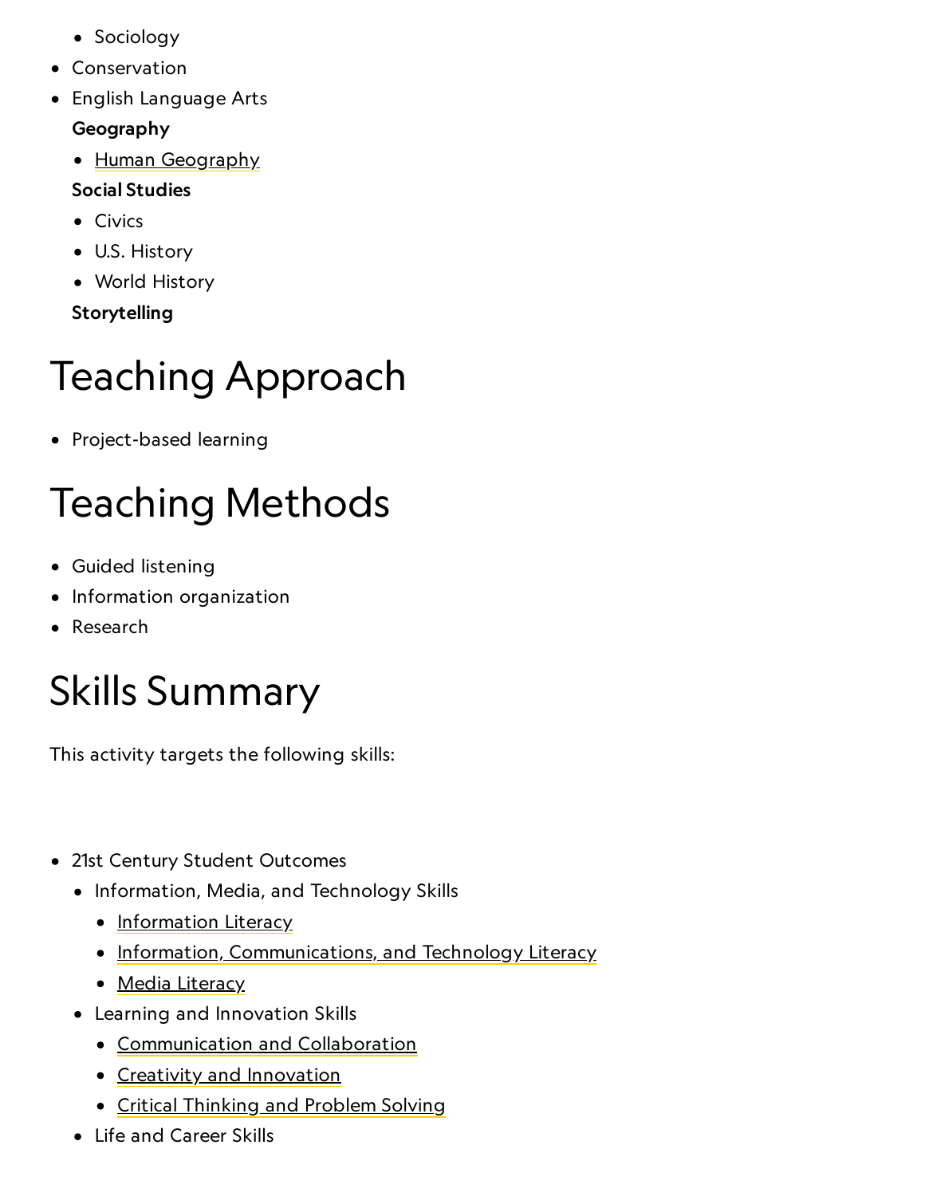- Sociology
- Conservation
- English Language Arts

  **Geography**

    - Human Geography

  **Social Studies**

    - Civics
    - U.S. History
    - World History

  **Storytelling**

# Teaching Approach

- Project-based learning

# Teaching Methods

- Guided listening
- Information organization
- Research

# Skills Summary

This activity targets the following skills:

- 21st Century Student Outcomes
    - Information, Media, and Technology Skills
        - Information Literacy
        - Information, Communications, and Technology Literacy
        - Media Literacy
    - Learning and Innovation Skills
        - Communication and Collaboration
        - Creativity and Innovation
        - Critical Thinking and Problem Solving
    - Life and Career Skills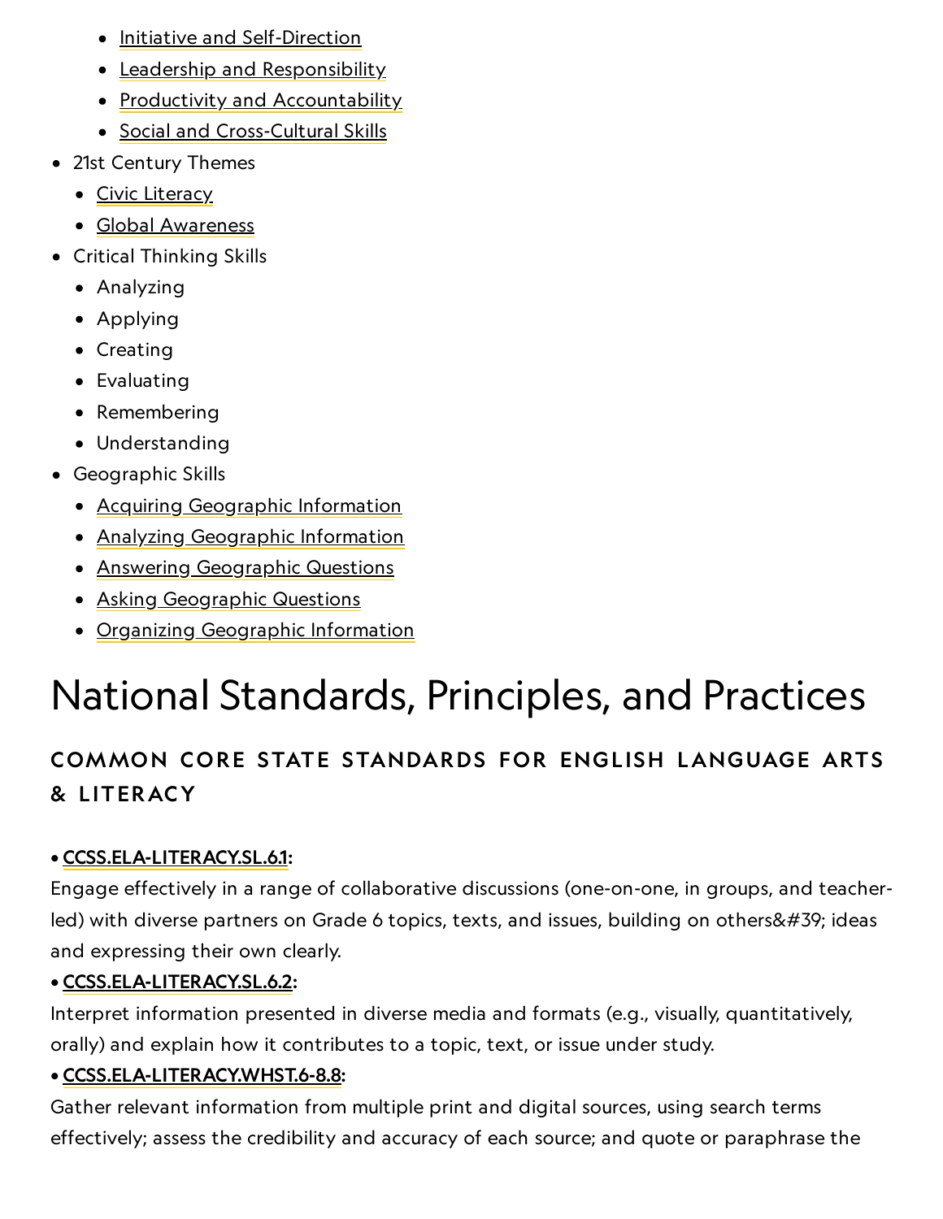- Initiative and Self-Direction
    - Leadership and Responsibility
    - Productivity and Accountability
    - Social and Cross-Cultural Skills
- 21st Century Themes
    - Civic Literacy
    - Global Awareness
- Critical Thinking Skills
    - Analyzing
    - Applying
    - Creating
    - Evaluating
    - Remembering
    - Understanding
- Geographic Skills
    - Acquiring Geographic Information
    - Analyzing Geographic Information
    - Answering Geographic Questions
    - Asking Geographic Questions
    - Organizing Geographic Information

# National Standards, Principles, and Practices

### COMMON CORE STATE STANDARDS FOR ENGLISH LANGUAGE ARTS & LITERACY

• **CCSS.ELA-LITERACY.SL.6.1:**
Engage effectively in a range of collaborative discussions (one-on-one, in groups, and teacher-led) with diverse partners on Grade 6 topics, texts, and issues, building on others&#39; ideas and expressing their own clearly.

• **CCSS.ELA-LITERACY.SL.6.2:**
Interpret information presented in diverse media and formats (e.g., visually, quantitatively, orally) and explain how it contributes to a topic, text, or issue under study.

• **CCSS.ELA-LITERACY.WHST.6-8.8:**
Gather relevant information from multiple print and digital sources, using search terms effectively; assess the credibility and accuracy of each source; and quote or paraphrase the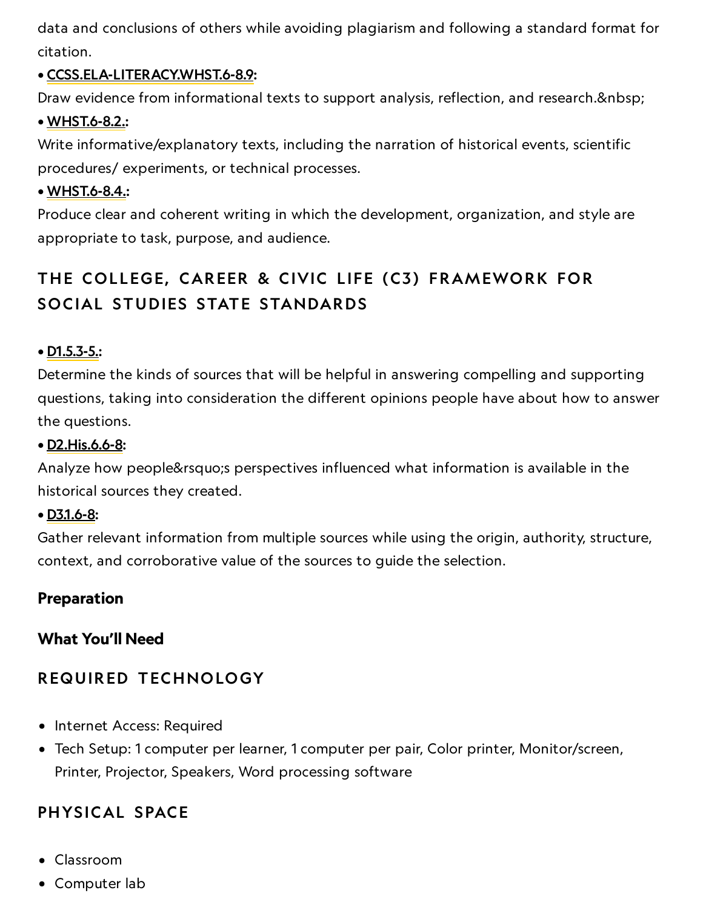data and conclusions of others while avoiding plagiarism and following a standard format for citation.

• **CCSS.ELA-LITERACY.WHST.6-8.9:**
Draw evidence from informational texts to support analysis, reflection, and research.&nbsp;

• **WHST.6-8.2.:**
Write informative/explanatory texts, including the narration of historical events, scientific procedures/ experiments, or technical processes.

• **WHST.6-8.4.:**
Produce clear and coherent writing in which the development, organization, and style are appropriate to task, purpose, and audience.

## THE COLLEGE, CAREER & CIVIC LIFE (C3) FRAMEWORK FOR SOCIAL STUDIES STATE STANDARDS

• **D1.5.3-5.:**
Determine the kinds of sources that will be helpful in answering compelling and supporting questions, taking into consideration the different opinions people have about how to answer the questions.

• **D2.His.6.6-8:**
Analyze how people&rsquo;s perspectives influenced what information is available in the historical sources they created.

• **D3.1.6-8:**
Gather relevant information from multiple sources while using the origin, authority, structure, context, and corroborative value of the sources to guide the selection.

**Preparation**

**What You'll Need**

## REQUIRED TECHNOLOGY

- Internet Access: Required
- Tech Setup: 1 computer per learner, 1 computer per pair, Color printer, Monitor/screen, Printer, Projector, Speakers, Word processing software

## PHYSICAL SPACE

- Classroom
- Computer lab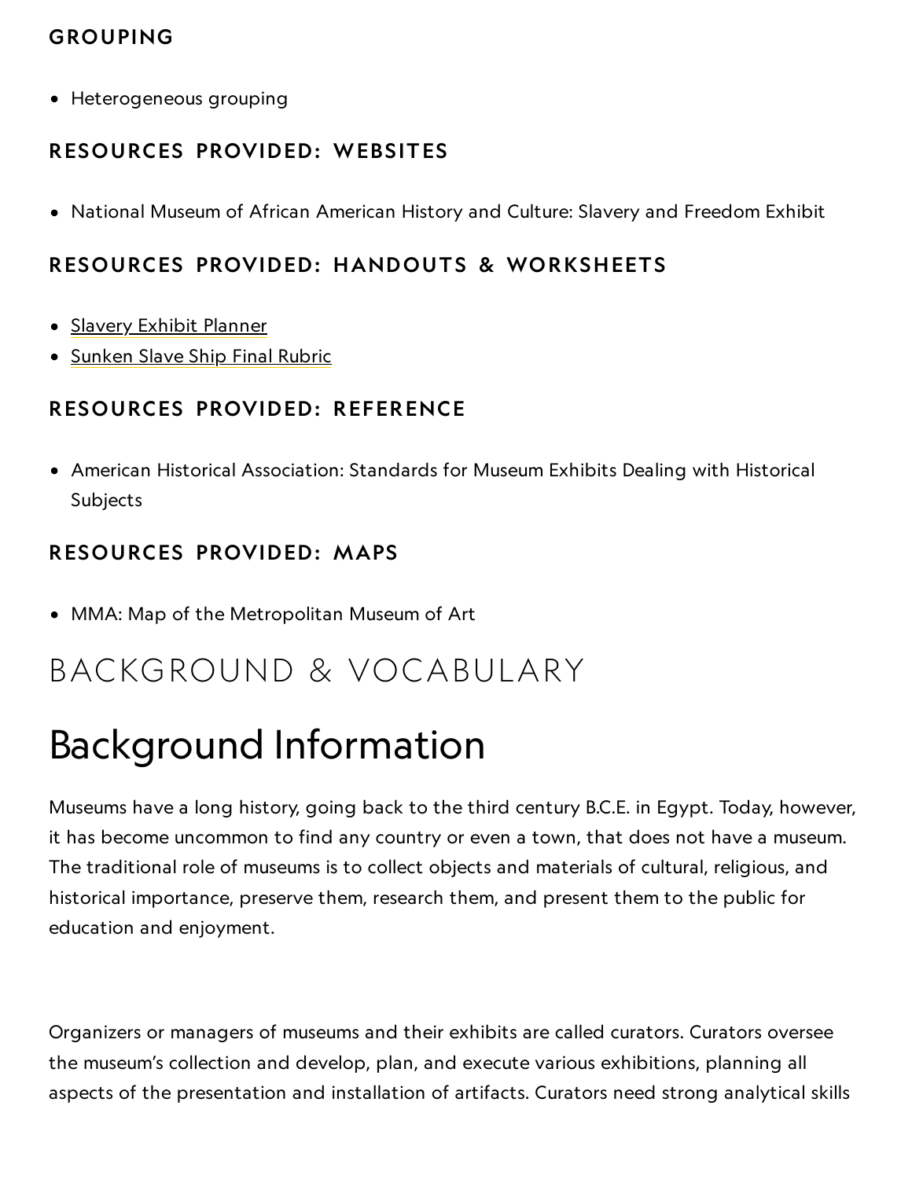### GROUPING

- Heterogeneous grouping

### RESOURCES PROVIDED: WEBSITES

- National Museum of African American History and Culture: Slavery and Freedom Exhibit

### RESOURCES PROVIDED: HANDOUTS & WORKSHEETS

- Slavery Exhibit Planner
- Sunken Slave Ship Final Rubric

### RESOURCES PROVIDED: REFERENCE

- American Historical Association: Standards for Museum Exhibits Dealing with Historical Subjects

### RESOURCES PROVIDED: MAPS

- MMA: Map of the Metropolitan Museum of Art

## BACKGROUND & VOCABULARY

# Background Information

Museums have a long history, going back to the third century B.C.E. in Egypt. Today, however, it has become uncommon to find any country or even a town, that does not have a museum. The traditional role of museums is to collect objects and materials of cultural, religious, and historical importance, preserve them, research them, and present them to the public for education and enjoyment.

Organizers or managers of museums and their exhibits are called curators. Curators oversee the museum's collection and develop, plan, and execute various exhibitions, planning all aspects of the presentation and installation of artifacts. Curators need strong analytical skills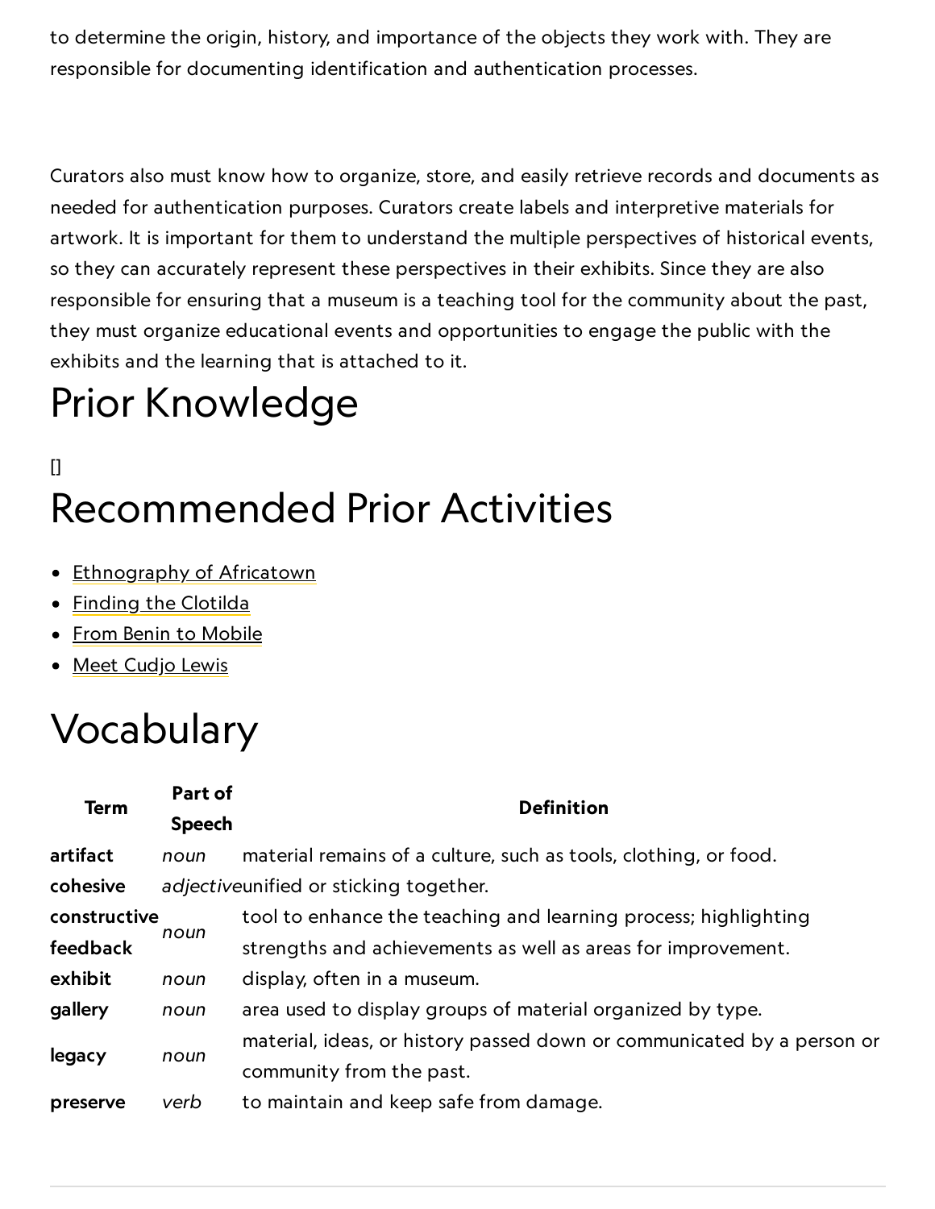to determine the origin, history, and importance of the objects they work with. They are responsible for documenting identification and authentication processes.

Curators also must know how to organize, store, and easily retrieve records and documents as needed for authentication purposes. Curators create labels and interpretive materials for artwork. It is important for them to understand the multiple perspectives of historical events, so they can accurately represent these perspectives in their exhibits. Since they are also responsible for ensuring that a museum is a teaching tool for the community about the past, they must organize educational events and opportunities to engage the public with the exhibits and the learning that is attached to it.

# Prior Knowledge

[]

# Recommended Prior Activities

- Ethnography of Africatown
- Finding the Clotilda
- From Benin to Mobile
- Meet Cudjo Lewis

# Vocabulary

| Term | Part of Speech | Definition |
|---|---|---|
| **artifact** | *noun* | material remains of a culture, such as tools, clothing, or food. |
| **cohesive** | *adjective* | unified or sticking together. |
| **constructive feedback** | *noun* | tool to enhance the teaching and learning process; highlighting strengths and achievements as well as areas for improvement. |
| **exhibit** | *noun* | display, often in a museum. |
| **gallery** | *noun* | area used to display groups of material organized by type. |
| **legacy** | *noun* | material, ideas, or history passed down or communicated by a person or community from the past. |
| **preserve** | *verb* | to maintain and keep safe from damage. |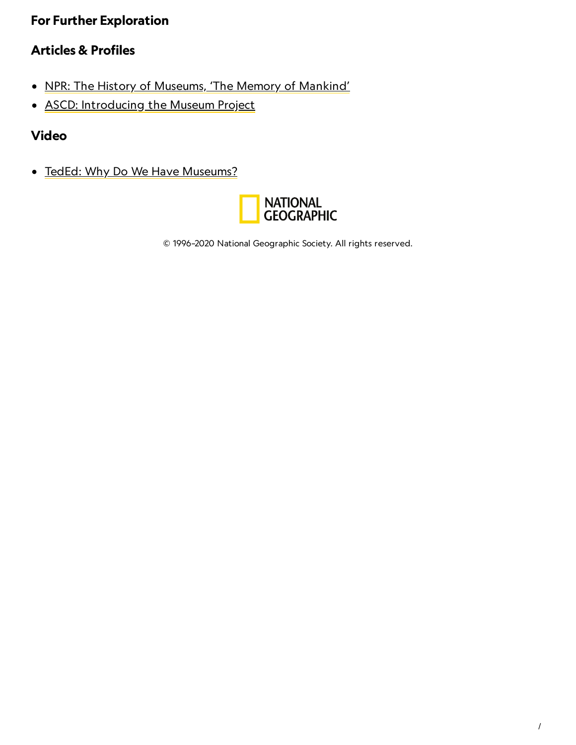## For Further Exploration

### Articles & Profiles

- NPR: The History of Museums, 'The Memory of Mankind'
- ASCD: Introducing the Museum Project

### Video

- TedEd: Why Do We Have Museums?

NATIONAL GEOGRAPHIC

© 1996–2020 National Geographic Society. All rights reserved.